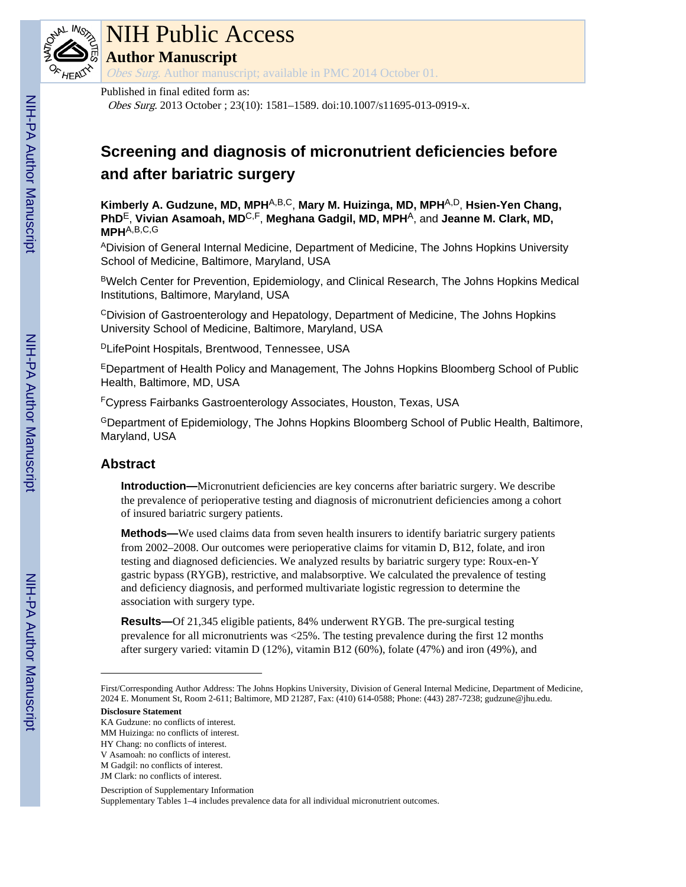# NIH Public Access

## Author Manuscript

*Obes Surg.* Author manuscript; available in PMC 2014 October 01.

Published in final edited form as:

*Obes Surg*. 2013 October ; 23(10): 1581–1589. doi:10.1007/s11695-013-0919-x.

# Screening and diagnosis of micronutrient deficiencies before and after bariatric surgery

**Kimberly A. Gudzune, MD, MPH**[A,B,C], **Mary M. Huizinga, MD, MPH**[A,D], **Hsien-Yen Chang, PhD**[E], **Vivian Asamoah, MD**[C,F], **Meghana Gadgil, MD, MPH**[A], and **Jeanne M. Clark, MD, MPH**[A,B,C,G]

[A]Division of General Internal Medicine, Department of Medicine, The Johns Hopkins University School of Medicine, Baltimore, Maryland, USA

[B]Welch Center for Prevention, Epidemiology, and Clinical Research, The Johns Hopkins Medical Institutions, Baltimore, Maryland, USA

[C]Division of Gastroenterology and Hepatology, Department of Medicine, The Johns Hopkins University School of Medicine, Baltimore, Maryland, USA

[D]LifePoint Hospitals, Brentwood, Tennessee, USA

[E]Department of Health Policy and Management, The Johns Hopkins Bloomberg School of Public Health, Baltimore, MD, USA

[F]Cypress Fairbanks Gastroenterology Associates, Houston, Texas, USA

[G]Department of Epidemiology, The Johns Hopkins Bloomberg School of Public Health, Baltimore, Maryland, USA

## Abstract

**Introduction—**Micronutrient deficiencies are key concerns after bariatric surgery. We describe the prevalence of perioperative testing and diagnosis of micronutrient deficiencies among a cohort of insured bariatric surgery patients.

**Methods—**We used claims data from seven health insurers to identify bariatric surgery patients from 2002–2008. Our outcomes were perioperative claims for vitamin D, B12, folate, and iron testing and diagnosed deficiencies. We analyzed results by bariatric surgery type: Roux-en-Y gastric bypass (RYGB), restrictive, and malabsorptive. We calculated the prevalence of testing and deficiency diagnosis, and performed multivariate logistic regression to determine the association with surgery type.

**Results—**Of 21,345 eligible patients, 84% underwent RYGB. The pre-surgical testing prevalence for all micronutrients was <25%. The testing prevalence during the first 12 months after surgery varied: vitamin D (12%), vitamin B12 (60%), folate (47%) and iron (49%), and

---

First/Corresponding Author Address: The Johns Hopkins University, Division of General Internal Medicine, Department of Medicine, 2024 E. Monument St, Room 2-611; Baltimore, MD 21287, Fax: (410) 614-0588; Phone: (443) 287-7238; gudzune@jhu.edu.

**Disclosure Statement**

KA Gudzune: no conflicts of interest.

MM Huizinga: no conflicts of interest.

HY Chang: no conflicts of interest.

V Asamoah: no conflicts of interest.

M Gadgil: no conflicts of interest.

JM Clark: no conflicts of interest.

Description of Supplementary Information

Supplementary Tables 1–4 includes prevalence data for all individual micronutrient outcomes.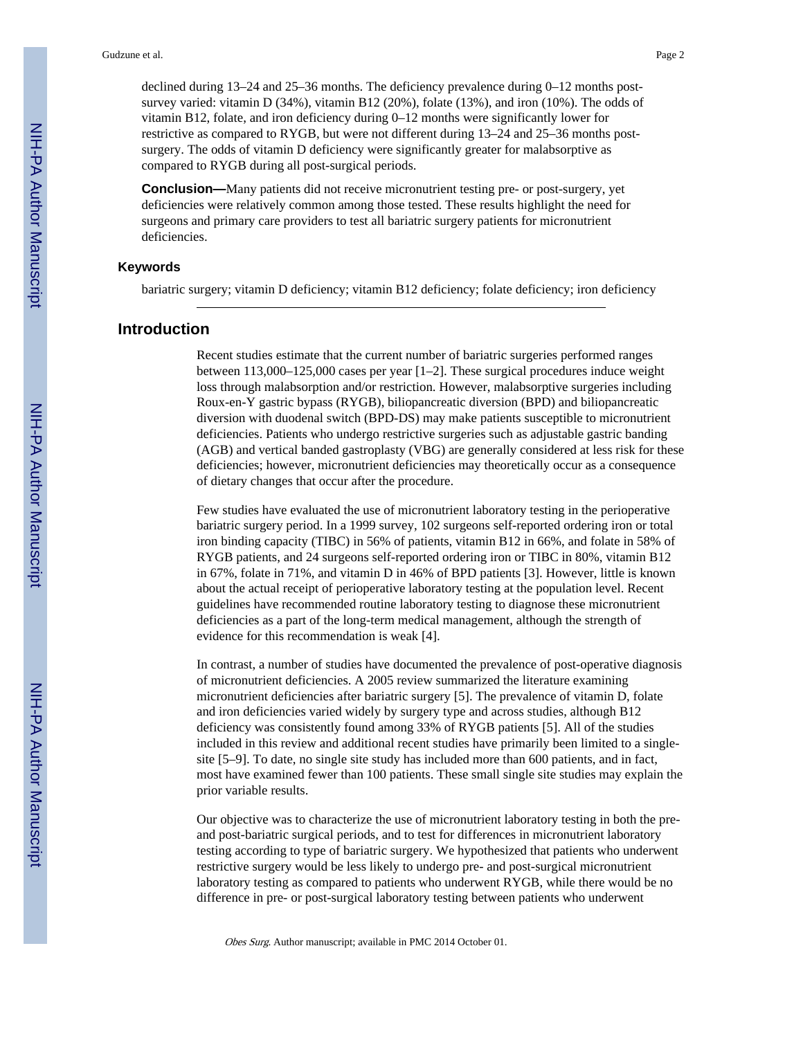declined during 13–24 and 25–36 months. The deficiency prevalence during 0–12 months post-survey varied: vitamin D (34%), vitamin B12 (20%), folate (13%), and iron (10%). The odds of vitamin B12, folate, and iron deficiency during 0–12 months were significantly lower for restrictive as compared to RYGB, but were not different during 13–24 and 25–36 months post-surgery. The odds of vitamin D deficiency were significantly greater for malabsorptive as compared to RYGB during all post-surgical periods.

**Conclusion—**Many patients did not receive micronutrient testing pre- or post-surgery, yet deficiencies were relatively common among those tested. These results highlight the need for surgeons and primary care providers to test all bariatric surgery patients for micronutrient deficiencies.

### Keywords

bariatric surgery; vitamin D deficiency; vitamin B12 deficiency; folate deficiency; iron deficiency

## Introduction

Recent studies estimate that the current number of bariatric surgeries performed ranges between 113,000–125,000 cases per year [1–2]. These surgical procedures induce weight loss through malabsorption and/or restriction. However, malabsorptive surgeries including Roux-en-Y gastric bypass (RYGB), biliopancreatic diversion (BPD) and biliopancreatic diversion with duodenal switch (BPD-DS) may make patients susceptible to micronutrient deficiencies. Patients who undergo restrictive surgeries such as adjustable gastric banding (AGB) and vertical banded gastroplasty (VBG) are generally considered at less risk for these deficiencies; however, micronutrient deficiencies may theoretically occur as a consequence of dietary changes that occur after the procedure.

Few studies have evaluated the use of micronutrient laboratory testing in the perioperative bariatric surgery period. In a 1999 survey, 102 surgeons self-reported ordering iron or total iron binding capacity (TIBC) in 56% of patients, vitamin B12 in 66%, and folate in 58% of RYGB patients, and 24 surgeons self-reported ordering iron or TIBC in 80%, vitamin B12 in 67%, folate in 71%, and vitamin D in 46% of BPD patients [3]. However, little is known about the actual receipt of perioperative laboratory testing at the population level. Recent guidelines have recommended routine laboratory testing to diagnose these micronutrient deficiencies as a part of the long-term medical management, although the strength of evidence for this recommendation is weak [4].

In contrast, a number of studies have documented the prevalence of post-operative diagnosis of micronutrient deficiencies. A 2005 review summarized the literature examining micronutrient deficiencies after bariatric surgery [5]. The prevalence of vitamin D, folate and iron deficiencies varied widely by surgery type and across studies, although B12 deficiency was consistently found among 33% of RYGB patients [5]. All of the studies included in this review and additional recent studies have primarily been limited to a single-site [5–9]. To date, no single site study has included more than 600 patients, and in fact, most have examined fewer than 100 patients. These small single site studies may explain the prior variable results.

Our objective was to characterize the use of micronutrient laboratory testing in both the pre- and post-bariatric surgical periods, and to test for differences in micronutrient laboratory testing according to type of bariatric surgery. We hypothesized that patients who underwent restrictive surgery would be less likely to undergo pre- and post-surgical micronutrient laboratory testing as compared to patients who underwent RYGB, while there would be no difference in pre- or post-surgical laboratory testing between patients who underwent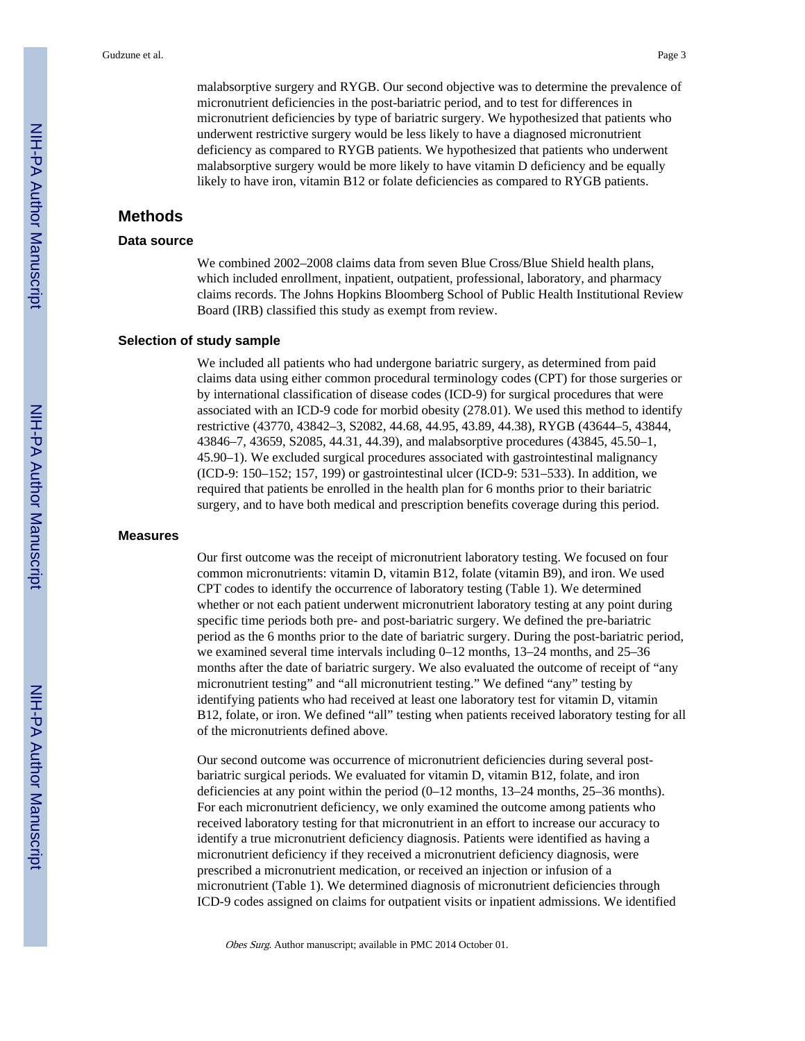malabsorptive surgery and RYGB. Our second objective was to determine the prevalence of micronutrient deficiencies in the post-bariatric period, and to test for differences in micronutrient deficiencies by type of bariatric surgery. We hypothesized that patients who underwent restrictive surgery would be less likely to have a diagnosed micronutrient deficiency as compared to RYGB patients. We hypothesized that patients who underwent malabsorptive surgery would be more likely to have vitamin D deficiency and be equally likely to have iron, vitamin B12 or folate deficiencies as compared to RYGB patients.

## Methods

### Data source

We combined 2002–2008 claims data from seven Blue Cross/Blue Shield health plans, which included enrollment, inpatient, outpatient, professional, laboratory, and pharmacy claims records. The Johns Hopkins Bloomberg School of Public Health Institutional Review Board (IRB) classified this study as exempt from review.

### Selection of study sample

We included all patients who had undergone bariatric surgery, as determined from paid claims data using either common procedural terminology codes (CPT) for those surgeries or by international classification of disease codes (ICD-9) for surgical procedures that were associated with an ICD-9 code for morbid obesity (278.01). We used this method to identify restrictive (43770, 43842–3, S2082, 44.68, 44.95, 43.89, 44.38), RYGB (43644–5, 43844, 43846–7, 43659, S2085, 44.31, 44.39), and malabsorptive procedures (43845, 45.50–1, 45.90–1). We excluded surgical procedures associated with gastrointestinal malignancy (ICD-9: 150–152; 157, 199) or gastrointestinal ulcer (ICD-9: 531–533). In addition, we required that patients be enrolled in the health plan for 6 months prior to their bariatric surgery, and to have both medical and prescription benefits coverage during this period.

### Measures

Our first outcome was the receipt of micronutrient laboratory testing. We focused on four common micronutrients: vitamin D, vitamin B12, folate (vitamin B9), and iron. We used CPT codes to identify the occurrence of laboratory testing (Table 1). We determined whether or not each patient underwent micronutrient laboratory testing at any point during specific time periods both pre- and post-bariatric surgery. We defined the pre-bariatric period as the 6 months prior to the date of bariatric surgery. During the post-bariatric period, we examined several time intervals including 0–12 months, 13–24 months, and 25–36 months after the date of bariatric surgery. We also evaluated the outcome of receipt of "any micronutrient testing" and "all micronutrient testing." We defined "any" testing by identifying patients who had received at least one laboratory test for vitamin D, vitamin B12, folate, or iron. We defined "all" testing when patients received laboratory testing for all of the micronutrients defined above.

Our second outcome was occurrence of micronutrient deficiencies during several post-bariatric surgical periods. We evaluated for vitamin D, vitamin B12, folate, and iron deficiencies at any point within the period (0–12 months, 13–24 months, 25–36 months). For each micronutrient deficiency, we only examined the outcome among patients who received laboratory testing for that micronutrient in an effort to increase our accuracy to identify a true micronutrient deficiency diagnosis. Patients were identified as having a micronutrient deficiency if they received a micronutrient deficiency diagnosis, were prescribed a micronutrient medication, or received an injection or infusion of a micronutrient (Table 1). We determined diagnosis of micronutrient deficiencies through ICD-9 codes assigned on claims for outpatient visits or inpatient admissions. We identified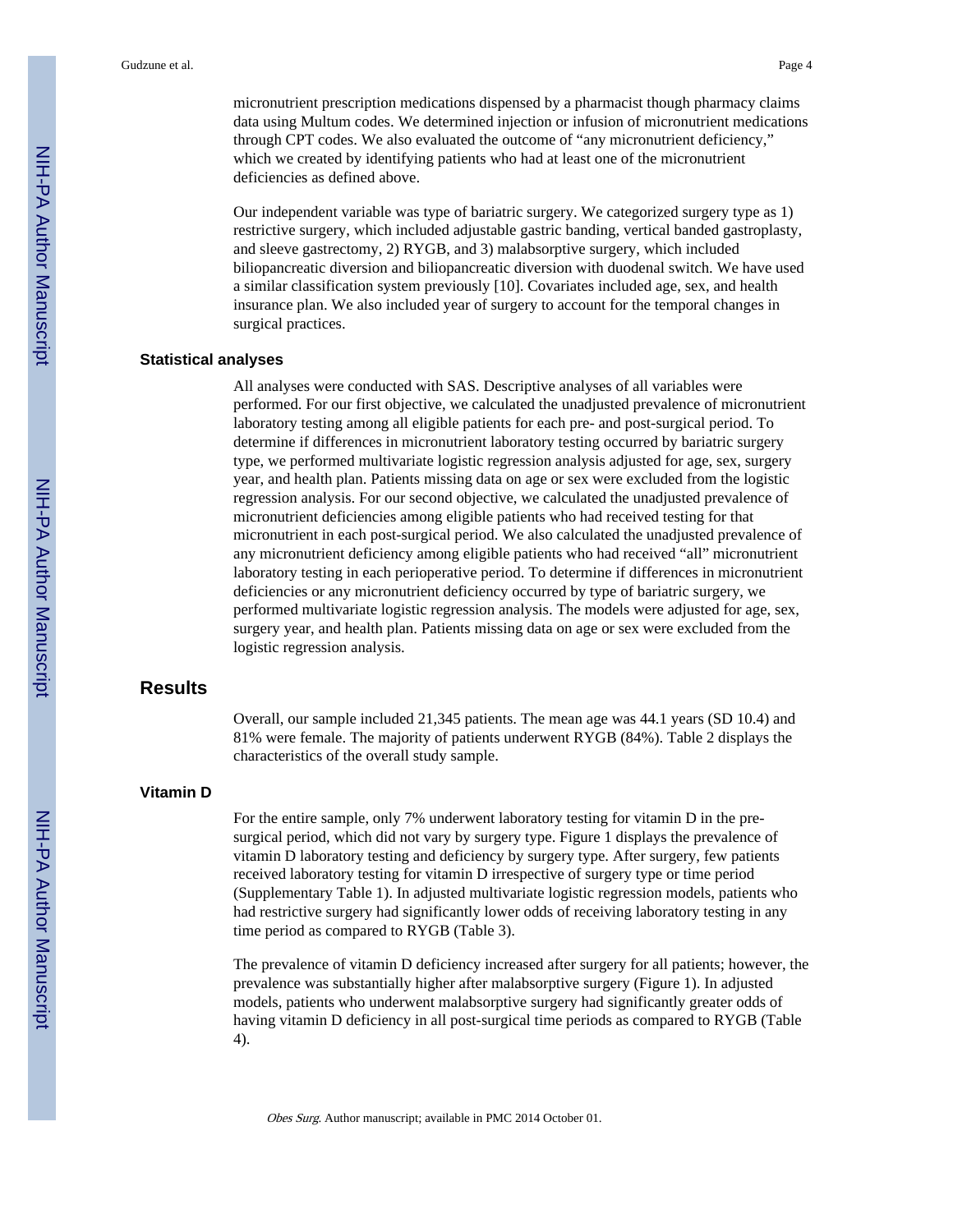micronutrient prescription medications dispensed by a pharmacist though pharmacy claims data using Multum codes. We determined injection or infusion of micronutrient medications through CPT codes. We also evaluated the outcome of "any micronutrient deficiency," which we created by identifying patients who had at least one of the micronutrient deficiencies as defined above.

Our independent variable was type of bariatric surgery. We categorized surgery type as 1) restrictive surgery, which included adjustable gastric banding, vertical banded gastroplasty, and sleeve gastrectomy, 2) RYGB, and 3) malabsorptive surgery, which included biliopancreatic diversion and biliopancreatic diversion with duodenal switch. We have used a similar classification system previously [10]. Covariates included age, sex, and health insurance plan. We also included year of surgery to account for the temporal changes in surgical practices.

### Statistical analyses

All analyses were conducted with SAS. Descriptive analyses of all variables were performed. For our first objective, we calculated the unadjusted prevalence of micronutrient laboratory testing among all eligible patients for each pre- and post-surgical period. To determine if differences in micronutrient laboratory testing occurred by bariatric surgery type, we performed multivariate logistic regression analysis adjusted for age, sex, surgery year, and health plan. Patients missing data on age or sex were excluded from the logistic regression analysis. For our second objective, we calculated the unadjusted prevalence of micronutrient deficiencies among eligible patients who had received testing for that micronutrient in each post-surgical period. We also calculated the unadjusted prevalence of any micronutrient deficiency among eligible patients who had received "all" micronutrient laboratory testing in each perioperative period. To determine if differences in micronutrient deficiencies or any micronutrient deficiency occurred by type of bariatric surgery, we performed multivariate logistic regression analysis. The models were adjusted for age, sex, surgery year, and health plan. Patients missing data on age or sex were excluded from the logistic regression analysis.

## Results

Overall, our sample included 21,345 patients. The mean age was 44.1 years (SD 10.4) and 81% were female. The majority of patients underwent RYGB (84%). Table 2 displays the characteristics of the overall study sample.

### Vitamin D

For the entire sample, only 7% underwent laboratory testing for vitamin D in the pre-surgical period, which did not vary by surgery type. Figure 1 displays the prevalence of vitamin D laboratory testing and deficiency by surgery type. After surgery, few patients received laboratory testing for vitamin D irrespective of surgery type or time period (Supplementary Table 1). In adjusted multivariate logistic regression models, patients who had restrictive surgery had significantly lower odds of receiving laboratory testing in any time period as compared to RYGB (Table 3).

The prevalence of vitamin D deficiency increased after surgery for all patients; however, the prevalence was substantially higher after malabsorptive surgery (Figure 1). In adjusted models, patients who underwent malabsorptive surgery had significantly greater odds of having vitamin D deficiency in all post-surgical time periods as compared to RYGB (Table 4).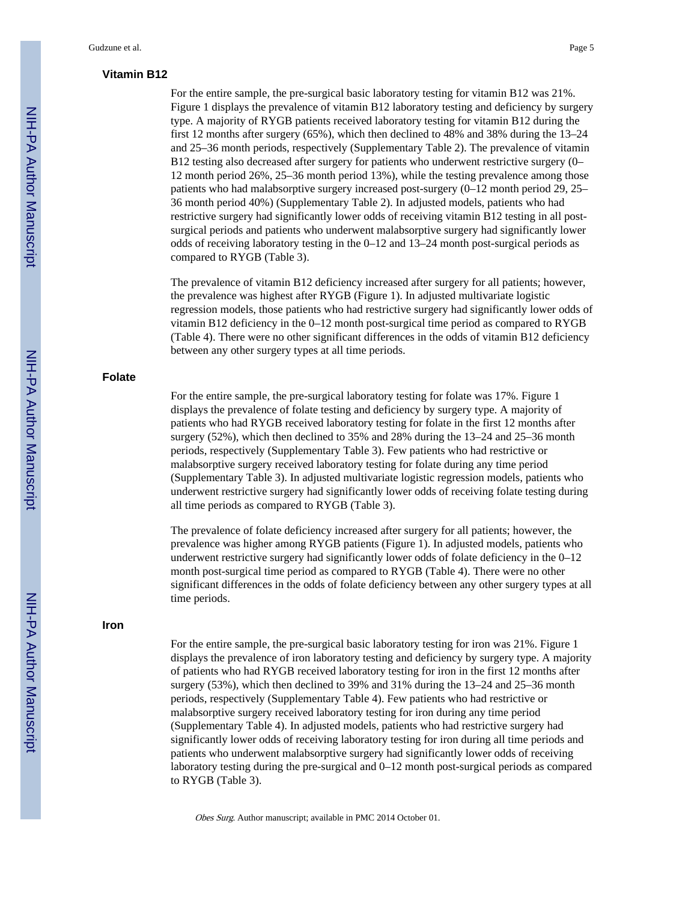### Vitamin B12

For the entire sample, the pre-surgical basic laboratory testing for vitamin B12 was 21%. Figure 1 displays the prevalence of vitamin B12 laboratory testing and deficiency by surgery type. A majority of RYGB patients received laboratory testing for vitamin B12 during the first 12 months after surgery (65%), which then declined to 48% and 38% during the 13–24 and 25–36 month periods, respectively (Supplementary Table 2). The prevalence of vitamin B12 testing also decreased after surgery for patients who underwent restrictive surgery (0–12 month period 26%, 25–36 month period 13%), while the testing prevalence among those patients who had malabsorptive surgery increased post-surgery (0–12 month period 29, 25–36 month period 40%) (Supplementary Table 2). In adjusted models, patients who had restrictive surgery had significantly lower odds of receiving vitamin B12 testing in all post-surgical periods and patients who underwent malabsorptive surgery had significantly lower odds of receiving laboratory testing in the 0–12 and 13–24 month post-surgical periods as compared to RYGB (Table 3).

The prevalence of vitamin B12 deficiency increased after surgery for all patients; however, the prevalence was highest after RYGB (Figure 1). In adjusted multivariate logistic regression models, those patients who had restrictive surgery had significantly lower odds of vitamin B12 deficiency in the 0–12 month post-surgical time period as compared to RYGB (Table 4). There were no other significant differences in the odds of vitamin B12 deficiency between any other surgery types at all time periods.

### Folate

For the entire sample, the pre-surgical laboratory testing for folate was 17%. Figure 1 displays the prevalence of folate testing and deficiency by surgery type. A majority of patients who had RYGB received laboratory testing for folate in the first 12 months after surgery (52%), which then declined to 35% and 28% during the 13–24 and 25–36 month periods, respectively (Supplementary Table 3). Few patients who had restrictive or malabsorptive surgery received laboratory testing for folate during any time period (Supplementary Table 3). In adjusted multivariate logistic regression models, patients who underwent restrictive surgery had significantly lower odds of receiving folate testing during all time periods as compared to RYGB (Table 3).

The prevalence of folate deficiency increased after surgery for all patients; however, the prevalence was higher among RYGB patients (Figure 1). In adjusted models, patients who underwent restrictive surgery had significantly lower odds of folate deficiency in the 0–12 month post-surgical time period as compared to RYGB (Table 4). There were no other significant differences in the odds of folate deficiency between any other surgery types at all time periods.

### Iron

For the entire sample, the pre-surgical basic laboratory testing for iron was 21%. Figure 1 displays the prevalence of iron laboratory testing and deficiency by surgery type. A majority of patients who had RYGB received laboratory testing for iron in the first 12 months after surgery (53%), which then declined to 39% and 31% during the 13–24 and 25–36 month periods, respectively (Supplementary Table 4). Few patients who had restrictive or malabsorptive surgery received laboratory testing for iron during any time period (Supplementary Table 4). In adjusted models, patients who had restrictive surgery had significantly lower odds of receiving laboratory testing for iron during all time periods and patients who underwent malabsorptive surgery had significantly lower odds of receiving laboratory testing during the pre-surgical and 0–12 month post-surgical periods as compared to RYGB (Table 3).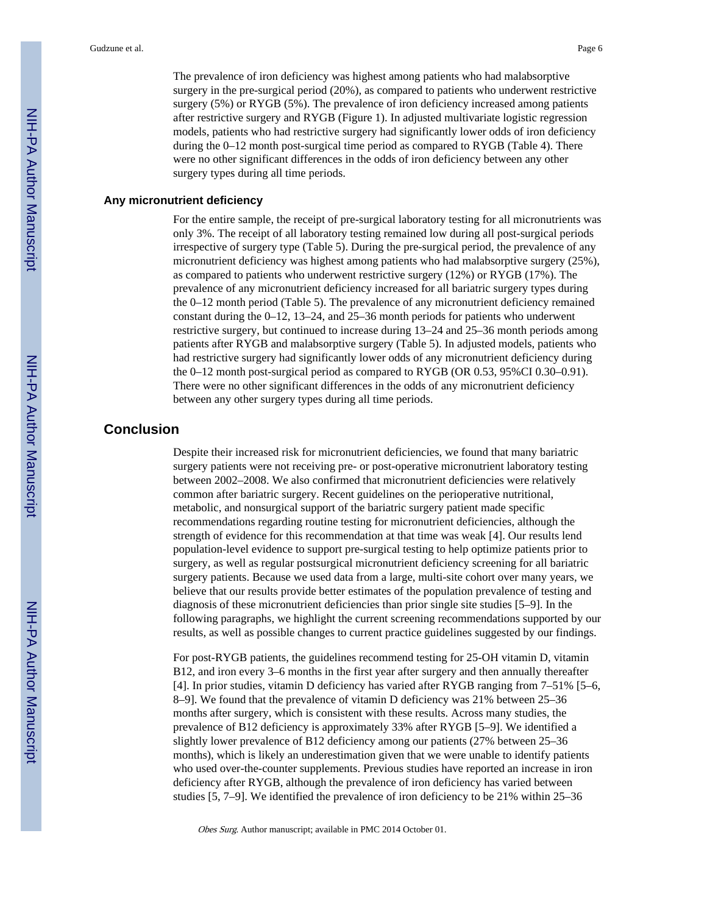The prevalence of iron deficiency was highest among patients who had malabsorptive surgery in the pre-surgical period (20%), as compared to patients who underwent restrictive surgery (5%) or RYGB (5%). The prevalence of iron deficiency increased among patients after restrictive surgery and RYGB (Figure 1). In adjusted multivariate logistic regression models, patients who had restrictive surgery had significantly lower odds of iron deficiency during the 0–12 month post-surgical time period as compared to RYGB (Table 4). There were no other significant differences in the odds of iron deficiency between any other surgery types during all time periods.

### Any micronutrient deficiency

For the entire sample, the receipt of pre-surgical laboratory testing for all micronutrients was only 3%. The receipt of all laboratory testing remained low during all post-surgical periods irrespective of surgery type (Table 5). During the pre-surgical period, the prevalence of any micronutrient deficiency was highest among patients who had malabsorptive surgery (25%), as compared to patients who underwent restrictive surgery (12%) or RYGB (17%). The prevalence of any micronutrient deficiency increased for all bariatric surgery types during the 0–12 month period (Table 5). The prevalence of any micronutrient deficiency remained constant during the 0–12, 13–24, and 25–36 month periods for patients who underwent restrictive surgery, but continued to increase during 13–24 and 25–36 month periods among patients after RYGB and malabsorptive surgery (Table 5). In adjusted models, patients who had restrictive surgery had significantly lower odds of any micronutrient deficiency during the 0–12 month post-surgical period as compared to RYGB (OR 0.53, 95%CI 0.30–0.91). There were no other significant differences in the odds of any micronutrient deficiency between any other surgery types during all time periods.

## Conclusion

Despite their increased risk for micronutrient deficiencies, we found that many bariatric surgery patients were not receiving pre- or post-operative micronutrient laboratory testing between 2002–2008. We also confirmed that micronutrient deficiencies were relatively common after bariatric surgery. Recent guidelines on the perioperative nutritional, metabolic, and nonsurgical support of the bariatric surgery patient made specific recommendations regarding routine testing for micronutrient deficiencies, although the strength of evidence for this recommendation at that time was weak [4]. Our results lend population-level evidence to support pre-surgical testing to help optimize patients prior to surgery, as well as regular postsurgical micronutrient deficiency screening for all bariatric surgery patients. Because we used data from a large, multi-site cohort over many years, we believe that our results provide better estimates of the population prevalence of testing and diagnosis of these micronutrient deficiencies than prior single site studies [5–9]. In the following paragraphs, we highlight the current screening recommendations supported by our results, as well as possible changes to current practice guidelines suggested by our findings.

For post-RYGB patients, the guidelines recommend testing for 25-OH vitamin D, vitamin B12, and iron every 3–6 months in the first year after surgery and then annually thereafter [4]. In prior studies, vitamin D deficiency has varied after RYGB ranging from 7–51% [5–6, 8–9]. We found that the prevalence of vitamin D deficiency was 21% between 25–36 months after surgery, which is consistent with these results. Across many studies, the prevalence of B12 deficiency is approximately 33% after RYGB [5–9]. We identified a slightly lower prevalence of B12 deficiency among our patients (27% between 25–36 months), which is likely an underestimation given that we were unable to identify patients who used over-the-counter supplements. Previous studies have reported an increase in iron deficiency after RYGB, although the prevalence of iron deficiency has varied between studies [5, 7–9]. We identified the prevalence of iron deficiency to be 21% within 25–36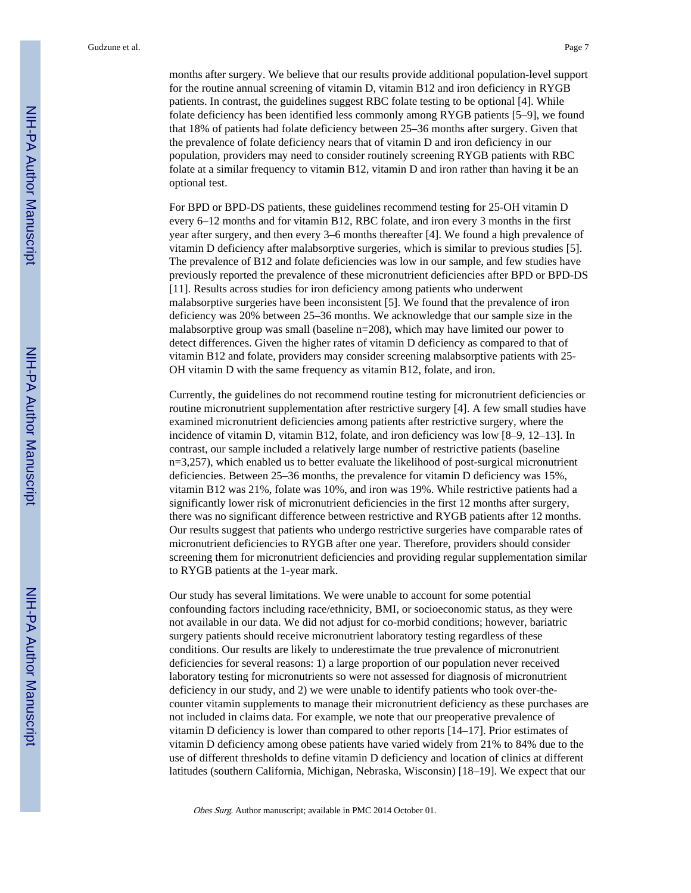months after surgery. We believe that our results provide additional population-level support for the routine annual screening of vitamin D, vitamin B12 and iron deficiency in RYGB patients. In contrast, the guidelines suggest RBC folate testing to be optional [4]. While folate deficiency has been identified less commonly among RYGB patients [5–9], we found that 18% of patients had folate deficiency between 25–36 months after surgery. Given that the prevalence of folate deficiency nears that of vitamin D and iron deficiency in our population, providers may need to consider routinely screening RYGB patients with RBC folate at a similar frequency to vitamin B12, vitamin D and iron rather than having it be an optional test.

For BPD or BPD-DS patients, these guidelines recommend testing for 25-OH vitamin D every 6–12 months and for vitamin B12, RBC folate, and iron every 3 months in the first year after surgery, and then every 3–6 months thereafter [4]. We found a high prevalence of vitamin D deficiency after malabsorptive surgeries, which is similar to previous studies [5]. The prevalence of B12 and folate deficiencies was low in our sample, and few studies have previously reported the prevalence of these micronutrient deficiencies after BPD or BPD-DS [11]. Results across studies for iron deficiency among patients who underwent malabsorptive surgeries have been inconsistent [5]. We found that the prevalence of iron deficiency was 20% between 25–36 months. We acknowledge that our sample size in the malabsorptive group was small (baseline n=208), which may have limited our power to detect differences. Given the higher rates of vitamin D deficiency as compared to that of vitamin B12 and folate, providers may consider screening malabsorptive patients with 25-OH vitamin D with the same frequency as vitamin B12, folate, and iron.

Currently, the guidelines do not recommend routine testing for micronutrient deficiencies or routine micronutrient supplementation after restrictive surgery [4]. A few small studies have examined micronutrient deficiencies among patients after restrictive surgery, where the incidence of vitamin D, vitamin B12, folate, and iron deficiency was low [8–9, 12–13]. In contrast, our sample included a relatively large number of restrictive patients (baseline n=3,257), which enabled us to better evaluate the likelihood of post-surgical micronutrient deficiencies. Between 25–36 months, the prevalence for vitamin D deficiency was 15%, vitamin B12 was 21%, folate was 10%, and iron was 19%. While restrictive patients had a significantly lower risk of micronutrient deficiencies in the first 12 months after surgery, there was no significant difference between restrictive and RYGB patients after 12 months. Our results suggest that patients who undergo restrictive surgeries have comparable rates of micronutrient deficiencies to RYGB after one year. Therefore, providers should consider screening them for micronutrient deficiencies and providing regular supplementation similar to RYGB patients at the 1-year mark.

Our study has several limitations. We were unable to account for some potential confounding factors including race/ethnicity, BMI, or socioeconomic status, as they were not available in our data. We did not adjust for co-morbid conditions; however, bariatric surgery patients should receive micronutrient laboratory testing regardless of these conditions. Our results are likely to underestimate the true prevalence of micronutrient deficiencies for several reasons: 1) a large proportion of our population never received laboratory testing for micronutrients so were not assessed for diagnosis of micronutrient deficiency in our study, and 2) we were unable to identify patients who took over-the-counter vitamin supplements to manage their micronutrient deficiency as these purchases are not included in claims data. For example, we note that our preoperative prevalence of vitamin D deficiency is lower than compared to other reports [14–17]. Prior estimates of vitamin D deficiency among obese patients have varied widely from 21% to 84% due to the use of different thresholds to define vitamin D deficiency and location of clinics at different latitudes (southern California, Michigan, Nebraska, Wisconsin) [18–19]. We expect that our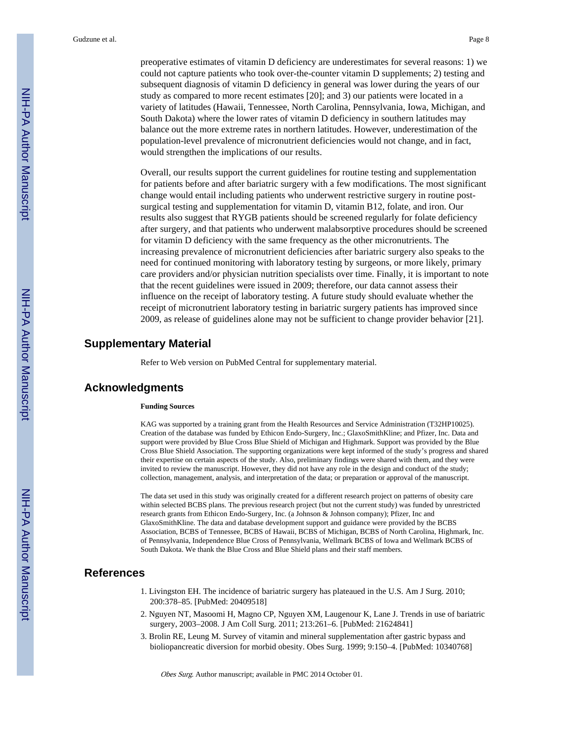preoperative estimates of vitamin D deficiency are underestimates for several reasons: 1) we could not capture patients who took over-the-counter vitamin D supplements; 2) testing and subsequent diagnosis of vitamin D deficiency in general was lower during the years of our study as compared to more recent estimates [20]; and 3) our patients were located in a variety of latitudes (Hawaii, Tennessee, North Carolina, Pennsylvania, Iowa, Michigan, and South Dakota) where the lower rates of vitamin D deficiency in southern latitudes may balance out the more extreme rates in northern latitudes. However, underestimation of the population-level prevalence of micronutrient deficiencies would not change, and in fact, would strengthen the implications of our results.

Overall, our results support the current guidelines for routine testing and supplementation for patients before and after bariatric surgery with a few modifications. The most significant change would entail including patients who underwent restrictive surgery in routine post-surgical testing and supplementation for vitamin D, vitamin B12, folate, and iron. Our results also suggest that RYGB patients should be screened regularly for folate deficiency after surgery, and that patients who underwent malabsorptive procedures should be screened for vitamin D deficiency with the same frequency as the other micronutrients. The increasing prevalence of micronutrient deficiencies after bariatric surgery also speaks to the need for continued monitoring with laboratory testing by surgeons, or more likely, primary care providers and/or physician nutrition specialists over time. Finally, it is important to note that the recent guidelines were issued in 2009; therefore, our data cannot assess their influence on the receipt of laboratory testing. A future study should evaluate whether the receipt of micronutrient laboratory testing in bariatric surgery patients has improved since 2009, as release of guidelines alone may not be sufficient to change provider behavior [21].

## Supplementary Material

Refer to Web version on PubMed Central for supplementary material.

## Acknowledgments

**Funding Sources**

KAG was supported by a training grant from the Health Resources and Service Administration (T32HP10025). Creation of the database was funded by Ethicon Endo-Surgery, Inc.; GlaxoSmithKline; and Pfizer, Inc. Data and support were provided by Blue Cross Blue Shield of Michigan and Highmark. Support was provided by the Blue Cross Blue Shield Association. The supporting organizations were kept informed of the study's progress and shared their expertise on certain aspects of the study. Also, preliminary findings were shared with them, and they were invited to review the manuscript. However, they did not have any role in the design and conduct of the study; collection, management, analysis, and interpretation of the data; or preparation or approval of the manuscript.

The data set used in this study was originally created for a different research project on patterns of obesity care within selected BCBS plans. The previous research project (but not the current study) was funded by unrestricted research grants from Ethicon Endo-Surgery, Inc. (a Johnson & Johnson company); Pfizer, Inc and GlaxoSmithKline. The data and database development support and guidance were provided by the BCBS Association, BCBS of Tennessee, BCBS of Hawaii, BCBS of Michigan, BCBS of North Carolina, Highmark, Inc. of Pennsylvania, Independence Blue Cross of Pennsylvania, Wellmark BCBS of Iowa and Wellmark BCBS of South Dakota. We thank the Blue Cross and Blue Shield plans and their staff members.

## References

1. Livingston EH. The incidence of bariatric surgery has plateaued in the U.S. Am J Surg. 2010; 200:378–85. [PubMed: 20409518]
2. Nguyen NT, Masoomi H, Magno CP, Nguyen XM, Laugenour K, Lane J. Trends in use of bariatric surgery, 2003–2008. J Am Coll Surg. 2011; 213:261–6. [PubMed: 21624841]
3. Brolin RE, Leung M. Survey of vitamin and mineral supplementation after gastric bypass and biliopancreatic diversion for morbid obesity. Obes Surg. 1999; 9:150–4. [PubMed: 10340768]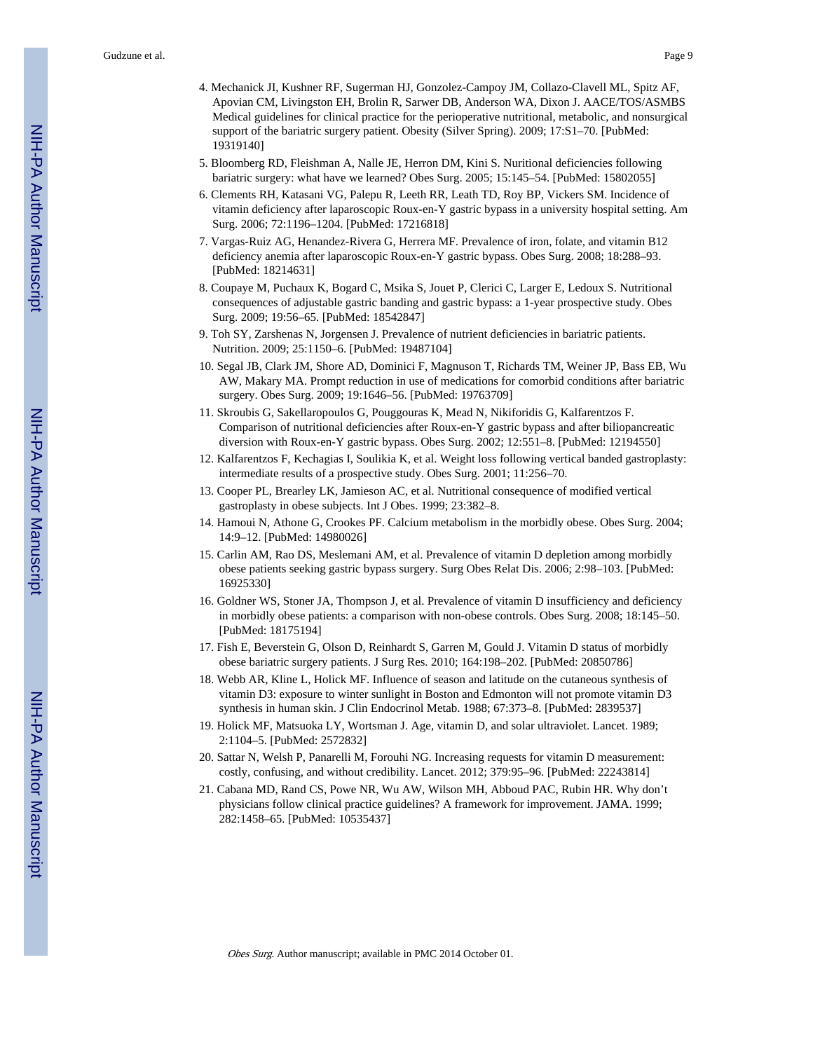4. Mechanick JI, Kushner RF, Sugerman HJ, Gonzolez-Campoy JM, Collazo-Clavell ML, Spitz AF, Apovian CM, Livingston EH, Brolin R, Sarwer DB, Anderson WA, Dixon J. AACE/TOS/ASMBS Medical guidelines for clinical practice for the perioperative nutritional, metabolic, and nonsurgical support of the bariatric surgery patient. Obesity (Silver Spring). 2009; 17:S1–70. [PubMed: 19319140]
5. Bloomberg RD, Fleishman A, Nalle JE, Herron DM, Kini S. Nuritional deficiencies following bariatric surgery: what have we learned? Obes Surg. 2005; 15:145–54. [PubMed: 15802055]
6. Clements RH, Katasani VG, Palepu R, Leeth RR, Leath TD, Roy BP, Vickers SM. Incidence of vitamin deficiency after laparoscopic Roux-en-Y gastric bypass in a university hospital setting. Am Surg. 2006; 72:1196–1204. [PubMed: 17216818]
7. Vargas-Ruiz AG, Henandez-Rivera G, Herrera MF. Prevalence of iron, folate, and vitamin B12 deficiency anemia after laparoscopic Roux-en-Y gastric bypass. Obes Surg. 2008; 18:288–93. [PubMed: 18214631]
8. Coupaye M, Puchaux K, Bogard C, Msika S, Jouet P, Clerici C, Larger E, Ledoux S. Nutritional consequences of adjustable gastric banding and gastric bypass: a 1-year prospective study. Obes Surg. 2009; 19:56–65. [PubMed: 18542847]
9. Toh SY, Zarshenas N, Jorgensen J. Prevalence of nutrient deficiencies in bariatric patients. Nutrition. 2009; 25:1150–6. [PubMed: 19487104]
10. Segal JB, Clark JM, Shore AD, Dominici F, Magnuson T, Richards TM, Weiner JP, Bass EB, Wu AW, Makary MA. Prompt reduction in use of medications for comorbid conditions after bariatric surgery. Obes Surg. 2009; 19:1646–56. [PubMed: 19763709]
11. Skroubis G, Sakellaropoulos G, Pouggouras K, Mead N, Nikiforidis G, Kalfarentzos F. Comparison of nutritional deficiencies after Roux-en-Y gastric bypass and after biliopancreatic diversion with Roux-en-Y gastric bypass. Obes Surg. 2002; 12:551–8. [PubMed: 12194550]
12. Kalfarentzos F, Kechagias I, Soulikia K, et al. Weight loss following vertical banded gastroplasty: intermediate results of a prospective study. Obes Surg. 2001; 11:256–70.
13. Cooper PL, Brearley LK, Jamieson AC, et al. Nutritional consequence of modified vertical gastroplasty in obese subjects. Int J Obes. 1999; 23:382–8.
14. Hamoui N, Athone G, Crookes PF. Calcium metabolism in the morbidly obese. Obes Surg. 2004; 14:9–12. [PubMed: 14980026]
15. Carlin AM, Rao DS, Meslemani AM, et al. Prevalence of vitamin D depletion among morbidly obese patients seeking gastric bypass surgery. Surg Obes Relat Dis. 2006; 2:98–103. [PubMed: 16925330]
16. Goldner WS, Stoner JA, Thompson J, et al. Prevalence of vitamin D insufficiency and deficiency in morbidly obese patients: a comparison with non-obese controls. Obes Surg. 2008; 18:145–50. [PubMed: 18175194]
17. Fish E, Beverstein G, Olson D, Reinhardt S, Garren M, Gould J. Vitamin D status of morbidly obese bariatric surgery patients. J Surg Res. 2010; 164:198–202. [PubMed: 20850786]
18. Webb AR, Kline L, Holick MF. Influence of season and latitude on the cutaneous synthesis of vitamin D3: exposure to winter sunlight in Boston and Edmonton will not promote vitamin D3 synthesis in human skin. J Clin Endocrinol Metab. 1988; 67:373–8. [PubMed: 2839537]
19. Holick MF, Matsuoka LY, Wortsman J. Age, vitamin D, and solar ultraviolet. Lancet. 1989; 2:1104–5. [PubMed: 2572832]
20. Sattar N, Welsh P, Panarelli M, Forouhi NG. Increasing requests for vitamin D measurement: costly, confusing, and without credibility. Lancet. 2012; 379:95–96. [PubMed: 22243814]
21. Cabana MD, Rand CS, Powe NR, Wu AW, Wilson MH, Abboud PAC, Rubin HR. Why don't physicians follow clinical practice guidelines? A framework for improvement. JAMA. 1999; 282:1458–65. [PubMed: 10535437]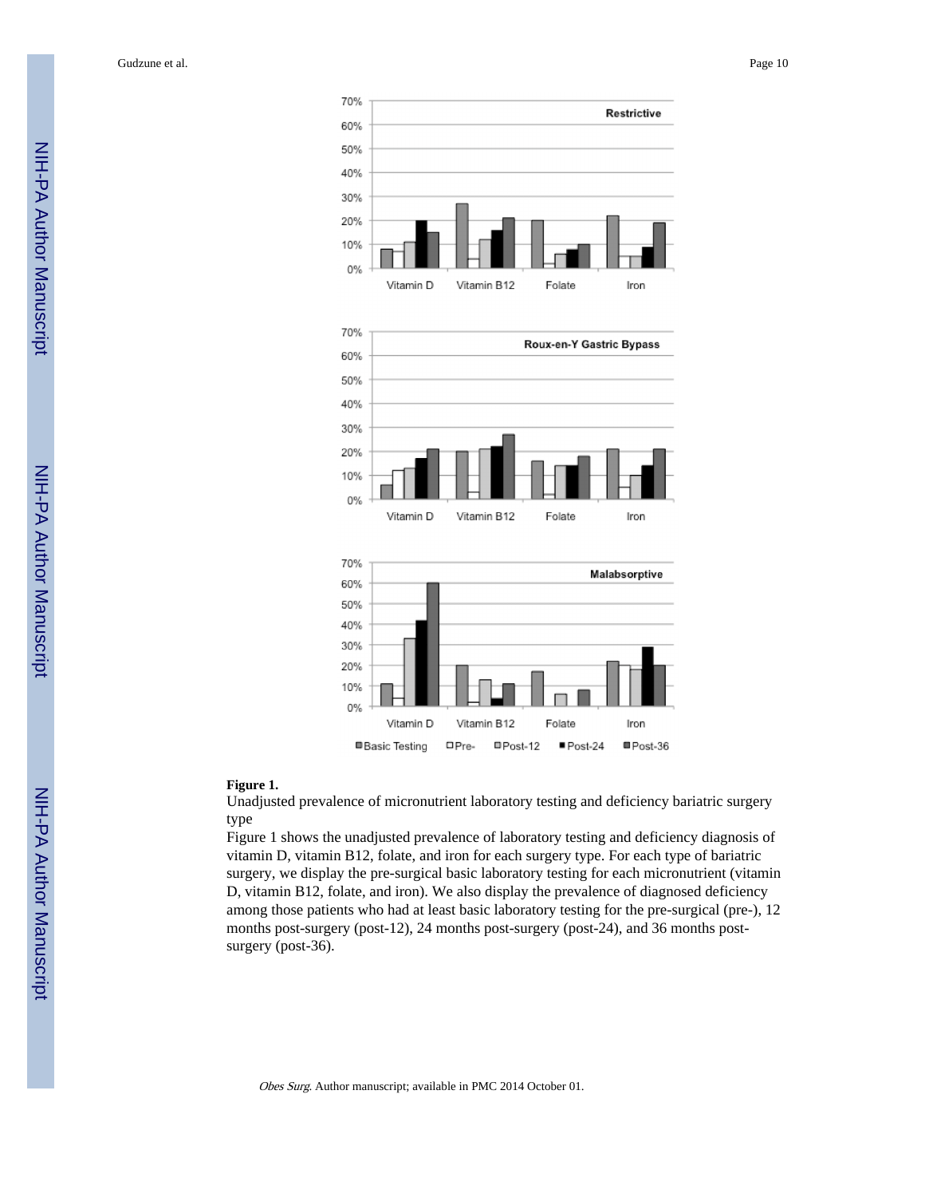**Figure 1.**

Unadjusted prevalence of micronutrient laboratory testing and deficiency bariatric surgery type

Figure 1 shows the unadjusted prevalence of laboratory testing and deficiency diagnosis of vitamin D, vitamin B12, folate, and iron for each surgery type. For each type of bariatric surgery, we display the pre-surgical basic laboratory testing for each micronutrient (vitamin D, vitamin B12, folate, and iron). We also display the prevalence of diagnosed deficiency among those patients who had at least basic laboratory testing for the pre-surgical (pre-), 12 months post-surgery (post-12), 24 months post-surgery (post-24), and 36 months post-surgery (post-36).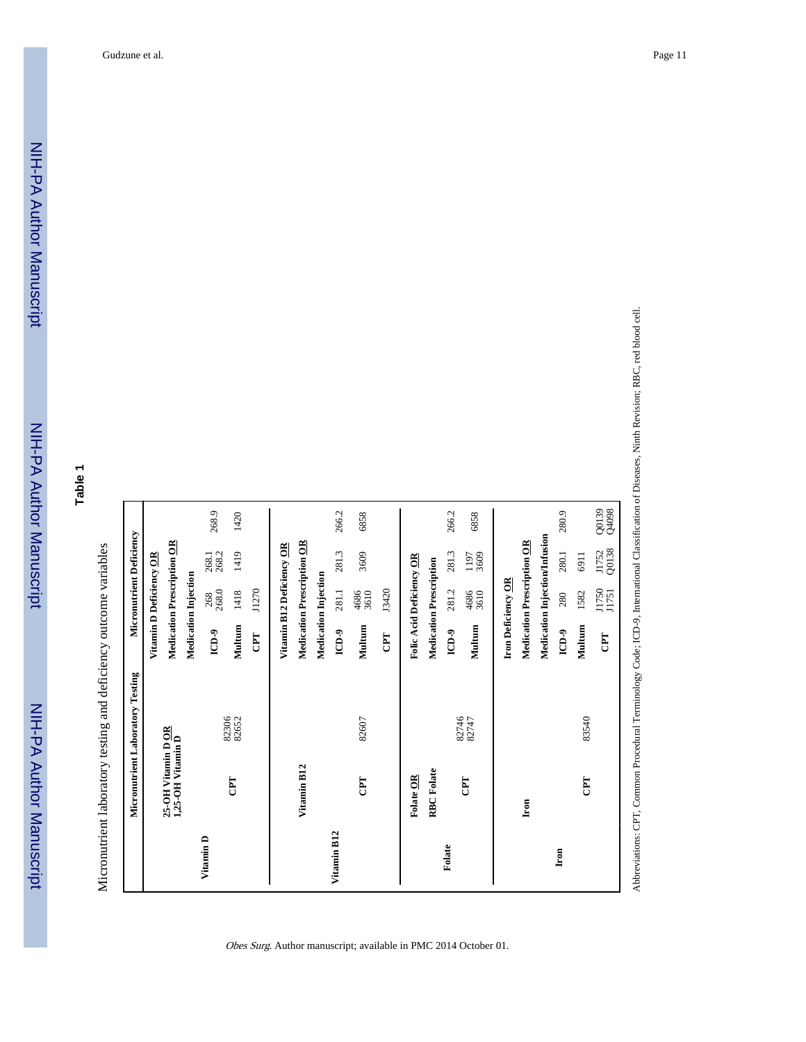**Table 1**

Micronutrient laboratory testing and deficiency outcome variables

| | Micronutrient Laboratory Testing | | Micronutrient Deficiency | | | |
|---|---|---|---|---|---|---|
| **Vitamin D** | **25-OH Vitamin D OR 1,25-OH Vitamin D** | | **Vitamin D Deficiency OR** | | | |
| | | | **Medication Prescription OR** | | | |
| | | | **Medication Injection** | | | |
| | **CPT** | 82306 82652 | **ICD-9** | 268 268.0 | 268.1 268.2 | 268.9 |
| | | | **Multum** | 1418 | 1419 | 1420 |
| | | | **CPT** | J1270 | | |
| **Vitamin B12** | **Vitamin B12** | | **Vitamin B12 Deficiency OR** | | | |
| | | | **Medication Prescription OR** | | | |
| | | | **Medication Injection** | | | |
| | **CPT** | 82607 | **ICD-9** | 281.1 | 281.3 | 266.2 |
| | | | **Multum** | 4686 3610 | 3609 | 6858 |
| | | | **CPT** | J3420 | | |
| **Folate** | **Folate OR** | | **Folic Acid Deficiency OR** | | | |
| | **RBC Folate** | | **Medication Prescription** | | | |
| | **CPT** | 82746 82747 | **ICD-9** | 281.2 | 281.3 | 266.2 |
| | | | **Multum** | 4686 3610 | 1197 3609 | 6858 |
| **Iron** | **Iron** | | **Iron Deficiency OR** | | | |
| | | | **Medication Prescription OR** | | | |
| | | | **Medication Injection/Infusion** | | | |
| | | | **ICD-9** | 280 | 280.1 | 280.9 |
| | **CPT** | 83540 | **Multum** | 1582 | 6911 | |
| | | | **CPT** | J1750 J1751 | J1752 Q0138 | Q0139 Q4098 |

Abbreviations: CPT, Common Procedural Terminology Code; ICD-9, International Classification of Diseases, Ninth Revision; RBC, red blood cell.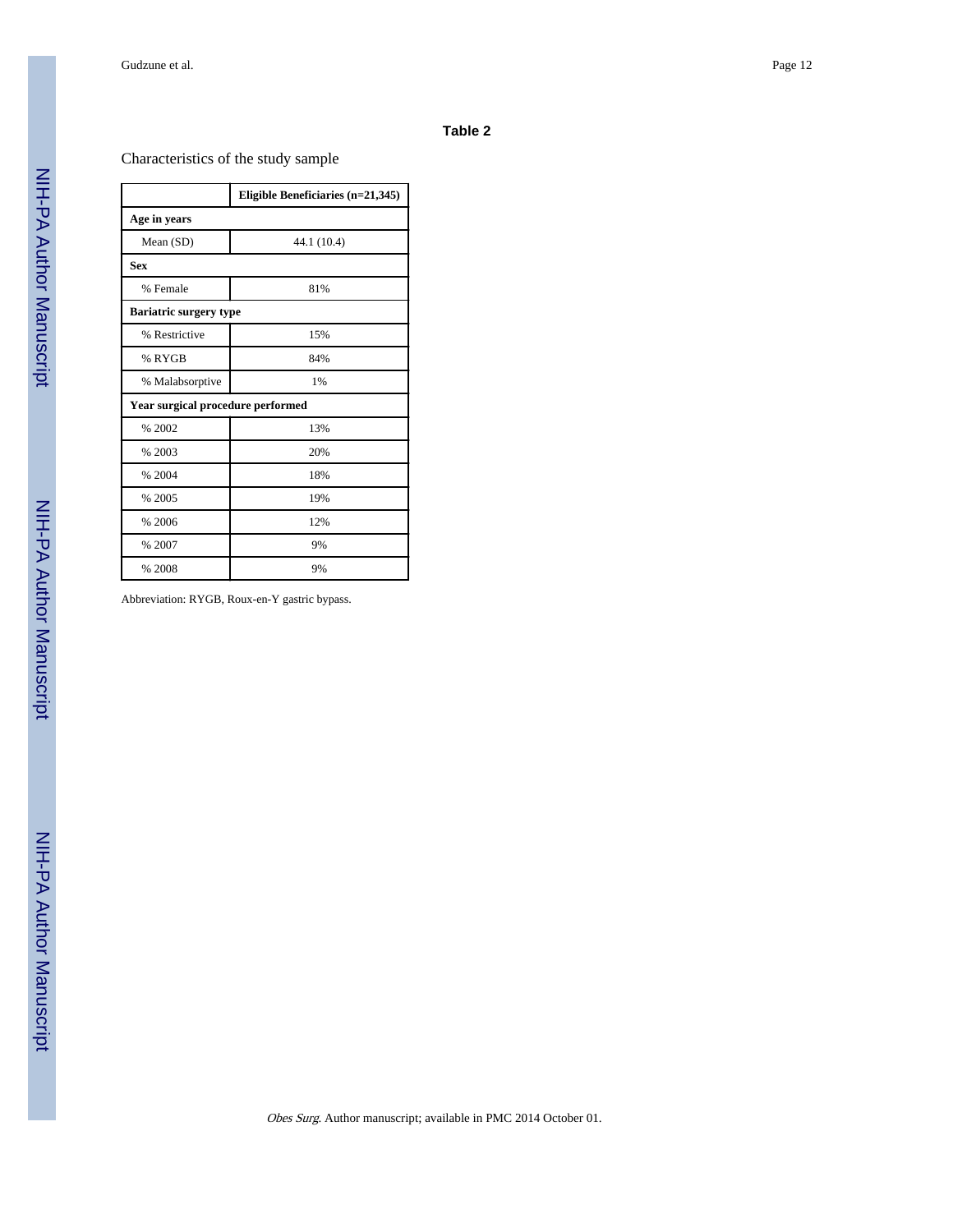## Table 2

Characteristics of the study sample

| | Eligible Beneficiaries (n=21,345) |
|---|---|
| **Age in years** | |
| Mean (SD) | 44.1 (10.4) |
| **Sex** | |
| % Female | 81% |
| **Bariatric surgery type** | |
| % Restrictive | 15% |
| % RYGB | 84% |
| % Malabsorptive | 1% |
| **Year surgical procedure performed** | |
| % 2002 | 13% |
| % 2003 | 20% |
| % 2004 | 18% |
| % 2005 | 19% |
| % 2006 | 12% |
| % 2007 | 9% |
| % 2008 | 9% |

Abbreviation: RYGB, Roux-en-Y gastric bypass.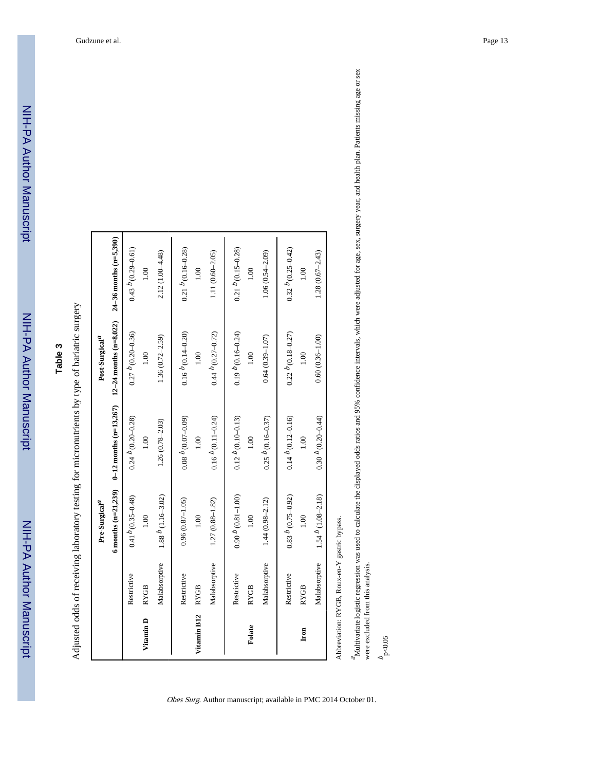# Table 3

Adjusted odds of receiving laboratory testing for micronutrients by type of bariatric surgery

| | | Pre-Surgical[a] | Post-Surgical[a] | | |
|---|---|---|---|---|---|
| | | 6 months (n=21,239) | 0–12 months (n=13,267) | 12–24 months (n=8,022) | 24–36 months (n=5,390) |
| Vitamin D | Restrictive | 0.41[b] (0.35–0.48) | 0.24[b] (0.20–0.28) | 0.27[b] (0.20–0.36) | 0.43[b] (0.29–0.61) |
| | RYGB | 1.00 | 1.00 | 1.00 | 1.00 |
| | Malabsorptive | 1.88[b] (1.16–3.02) | 1.26 (0.78–2.03) | 1.36 (0.72–2.59) | 2.12 (1.00–4.48) |
| Vitamin B12 | Restrictive | 0.96 (0.87–1.05) | 0.08[b] (0.07–0.09) | 0.16[b] (0.14–0.20) | 0.21[b] (0.16–0.28) |
| | RYGB | 1.00 | 1.00 | 1.00 | 1.00 |
| | Malabsorptive | 1.27 (0.88–1.82) | 0.16[b] (0.11–0.24) | 0.44[b] (0.27–0.72) | 1.11 (0.60–2.05) |
| Folate | Restrictive | 0.90[b] (0.81–1.00) | 0.12[b] (0.10–0.13) | 0.19[b] (0.16–0.24) | 0.21[b] (0.15–0.28) |
| | RYGB | 1.00 | 1.00 | 1.00 | 1.00 |
| | Malabsorptive | 1.44 (0.98–2.12) | 0.25[b] (0.16–0.37) | 0.64 (0.39–1.07) | 1.06 (0.54–2.09) |
| Iron | Restrictive | 0.83[b] (0.75–0.92) | 0.14[b] (0.12–0.16) | 0.22[b] (0.18–0.27) | 0.32[b] (0.25–0.42) |
| | RYGB | 1.00 | 1.00 | 1.00 | 1.00 |
| | Malabsorptive | 1.54[b] (1.08–2.18) | 0.30[b] (0.20–0.44) | 0.60 (0.36–1.00) | 1.28 (0.67–2.43) |

Abbreviation: RYGB, Roux-en-Y gastric bypass.

[a]Multivariate logistic regression was used to calculate the displayed odds ratios and 95% confidence intervals, which were adjusted for age, sex, surgery year, and health plan. Patients missing age or sex were excluded from this analysis.

[b]$p<0.05$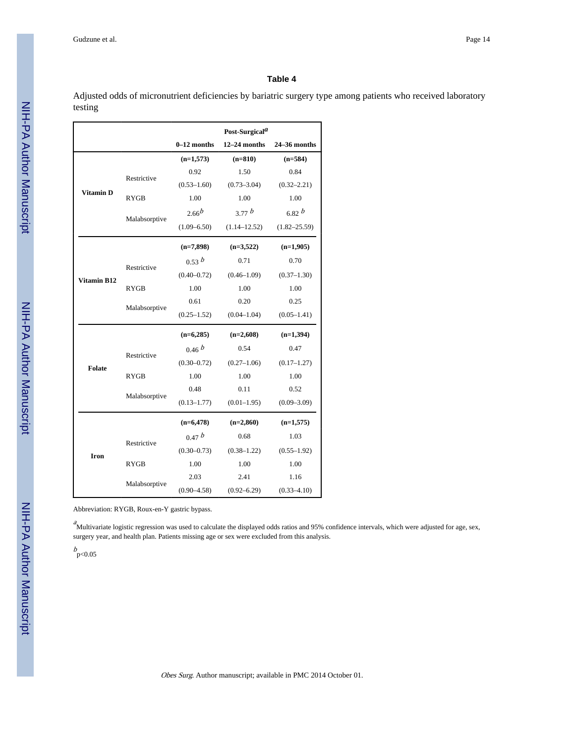**Table 4**

Adjusted odds of micronutrient deficiencies by bariatric surgery type among patients who received laboratory testing

| | | Post-Surgical[a] | | |
|---|---|---|---|---|
| | | 0–12 months | 12–24 months | 24–36 months |
| **Vitamin D** | | **(n=1,573)** | **(n=810)** | **(n=584)** |
| | Restrictive | 0.92 (0.53–1.60) | 1.50 (0.73–3.04) | 0.84 (0.32–2.21) |
| | RYGB | 1.00 | 1.00 | 1.00 |
| | Malabsorptive | 2.66[b] (1.09–6.50) | 3.77[b] (1.14–12.52) | 6.82[b] (1.82–25.59) |
| **Vitamin B12** | | **(n=7,898)** | **(n=3,522)** | **(n=1,905)** |
| | Restrictive | 0.53[b] (0.40–0.72) | 0.71 (0.46–1.09) | 0.70 (0.37–1.30) |
| | RYGB | 1.00 | 1.00 | 1.00 |
| | Malabsorptive | 0.61 (0.25–1.52) | 0.20 (0.04–1.04) | 0.25 (0.05–1.41) |
| **Folate** | | **(n=6,285)** | **(n=2,608)** | **(n=1,394)** |
| | Restrictive | 0.46[b] (0.30–0.72) | 0.54 (0.27–1.06) | 0.47 (0.17–1.27) |
| | RYGB | 1.00 | 1.00 | 1.00 |
| | Malabsorptive | 0.48 (0.13–1.77) | 0.11 (0.01–1.95) | 0.52 (0.09–3.09) |
| **Iron** | | **(n=6,478)** | **(n=2,860)** | **(n=1,575)** |
| | Restrictive | 0.47[b] (0.30–0.73) | 0.68 (0.38–1.22) | 1.03 (0.55–1.92) |
| | RYGB | 1.00 | 1.00 | 1.00 |
| | Malabsorptive | 2.03 (0.90–4.58) | 2.41 (0.92–6.29) | 1.16 (0.33–4.10) |

Abbreviation: RYGB, Roux-en-Y gastric bypass.

[a]Multivariate logistic regression was used to calculate the displayed odds ratios and 95% confidence intervals, which were adjusted for age, sex, surgery year, and health plan. Patients missing age or sex were excluded from this analysis.

[b]$p<0.05$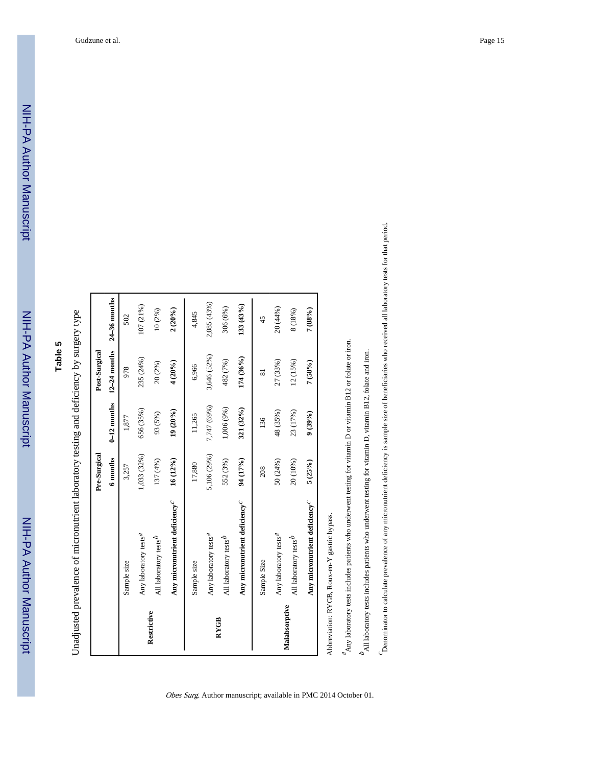## Table 5

Unadjusted prevalence of micronutrient laboratory testing and deficiency by surgery type

| | | Pre-Surgical | Post-Surgical | | |
|---|---|---|---|---|---|
| | | 6 months | 0–12 months | 12–24 months | 24–36 months |
| Restrictive | Sample size | 3,257 | 1,877 | 978 | 502 |
| | Any laboratory tests[a] | 1,033 (32%) | 656 (35%) | 235 (24%) | 107 (21%) |
| | All laboratory tests[b] | 137 (4%) | 93 (5%) | 20 (2%) | 10 (2%) |
| | **Any micronutrient deficiency[c]** | **16 (12%)** | **19 (20%)** | **4 (20%)** | **2 (20%)** |
| RYGB | Sample size | 17,880 | 11,265 | 6,966 | 4,845 |
| | Any laboratory tests[a] | 5,106 (29%) | 7,747 (69%) | 3,646 (52%) | 2,085 (43%) |
| | All laboratory tests[b] | 552 (3%) | 1,006 (9%) | 482 (7%) | 306 (6%) |
| | **Any micronutrient deficiency[c]** | **94 (17%)** | **321 (32%)** | **174 (36%)** | **133 (43%)** |
| Malabsorptive | Sample Size | 208 | 136 | 81 | 45 |
| | Any laboratory tests[a] | 50 (24%) | 48 (35%) | 27 (33%) | 20 (44%) |
| | All laboratory tests[b] | 20 (10%) | 23 (17%) | 12 (15%) | 8 (18%) |
| | **Any micronutrient deficiency[c]** | **5 (25%)** | **9 (39%)** | **7 (58%)** | **7 (88%)** |

Abbreviation: RYGB, Roux-en-Y gastric bypass.

[a] Any laboratory tests includes patients who underwent testing for vitamin D or vitamin B12 or folate or iron.

[b] All laboratory tests includes patients who underwent testing for vitamin D, vitamin B12, folate and iron.

[c] Denominator to calculate prevalence of any micronutrient deficiency is sample size of beneficiaries who received all laboratory tests for that period.